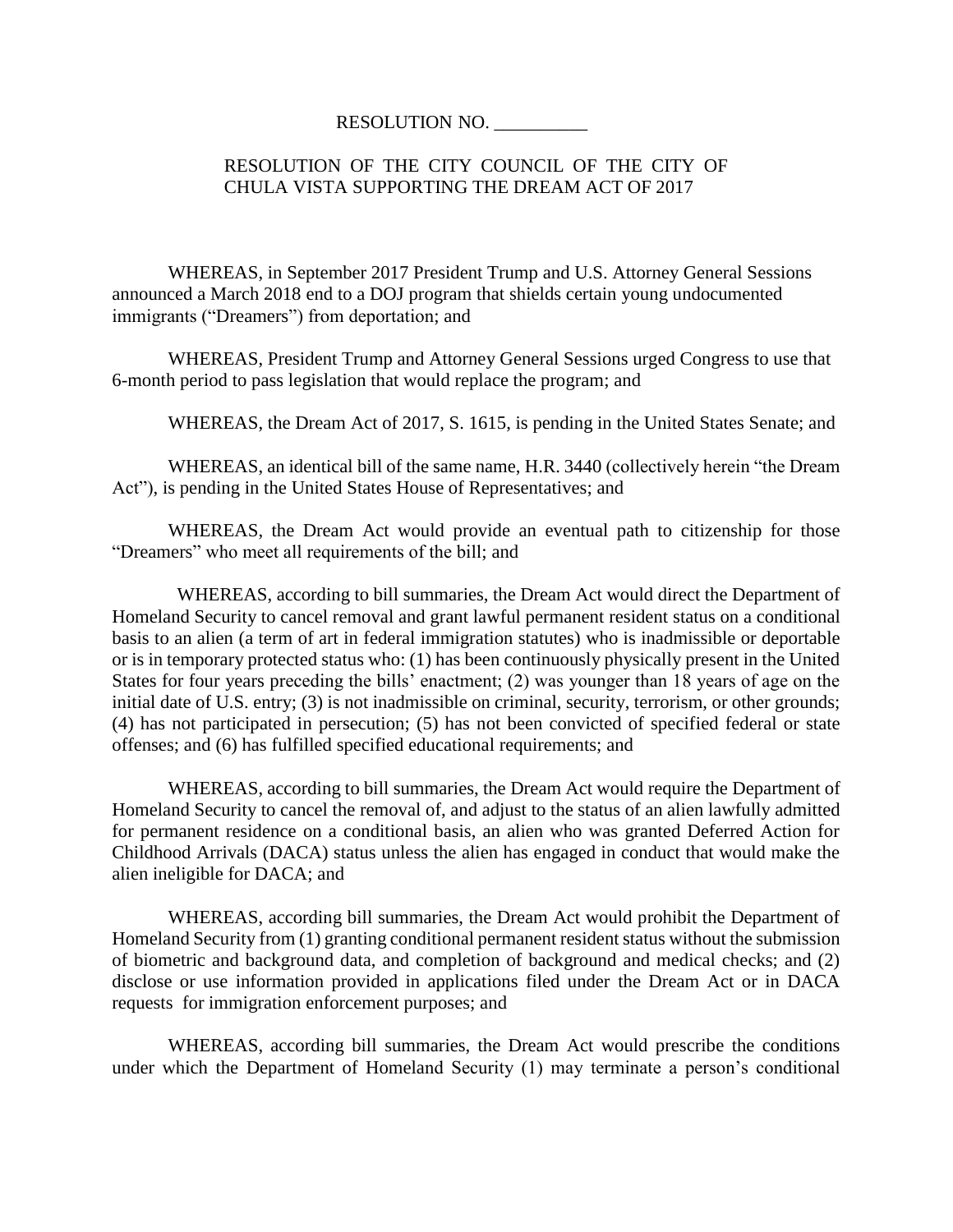RESOLUTION NO. __________

RESOLUTION OF THE CITY COUNCIL OF THE CITY OF CHULA VISTA SUPPORTING THE DREAM ACT OF 2017

WHEREAS, in September 2017 President Trump and U.S. Attorney General Sessions announced a March 2018 end to a DOJ program that shields certain young undocumented immigrants ("Dreamers") from deportation; and

WHEREAS, President Trump and Attorney General Sessions urged Congress to use that 6-month period to pass legislation that would replace the program; and

WHEREAS, the Dream Act of 2017, S. 1615, is pending in the United States Senate; and

WHEREAS, an identical bill of the same name, H.R. 3440 (collectively herein "the Dream Act"), is pending in the United States House of Representatives; and

WHEREAS, the Dream Act would provide an eventual path to citizenship for those "Dreamers" who meet all requirements of the bill; and

WHEREAS, according to bill summaries, the Dream Act would direct the Department of Homeland Security to cancel removal and grant lawful permanent resident status on a conditional basis to an alien (a term of art in federal immigration statutes) who is inadmissible or deportable or is in temporary protected status who: (1) has been continuously physically present in the United States for four years preceding the bills' enactment; (2) was younger than 18 years of age on the initial date of U.S. entry; (3) is not inadmissible on criminal, security, terrorism, or other grounds; (4) has not participated in persecution; (5) has not been convicted of specified federal or state offenses; and (6) has fulfilled specified educational requirements; and

WHEREAS, according to bill summaries, the Dream Act would require the Department of Homeland Security to cancel the removal of, and adjust to the status of an alien lawfully admitted for permanent residence on a conditional basis, an alien who was granted Deferred Action for Childhood Arrivals (DACA) status unless the alien has engaged in conduct that would make the alien ineligible for DACA; and

WHEREAS, according bill summaries, the Dream Act would prohibit the Department of Homeland Security from (1) granting conditional permanent resident status without the submission of biometric and background data, and completion of background and medical checks; and (2) disclose or use information provided in applications filed under the Dream Act or in DACA requests for immigration enforcement purposes; and

WHEREAS, according bill summaries, the Dream Act would prescribe the conditions under which the Department of Homeland Security (1) may terminate a person's conditional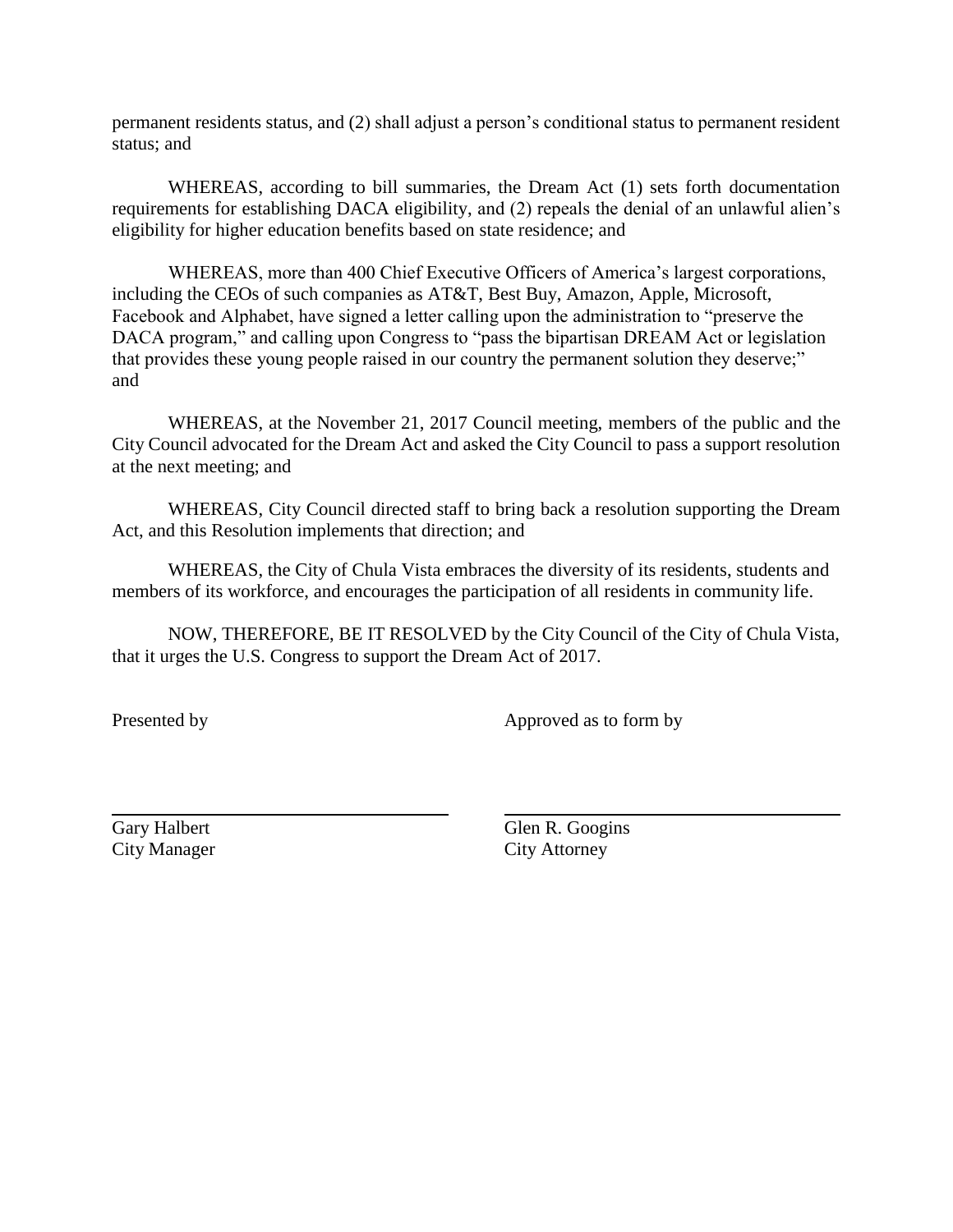permanent residents status, and (2) shall adjust a person's conditional status to permanent resident status; and

WHEREAS, according to bill summaries, the Dream Act (1) sets forth documentation requirements for establishing DACA eligibility, and (2) repeals the denial of an unlawful alien's eligibility for higher education benefits based on state residence; and

WHEREAS, more than 400 Chief Executive Officers of America's largest corporations, including the CEOs of such companies as AT&T, Best Buy, Amazon, Apple, Microsoft, Facebook and Alphabet, have signed a letter calling upon the administration to "preserve the DACA program," and calling upon Congress to "pass the bipartisan DREAM Act or legislation that provides these young people raised in our country the permanent solution they deserve;" and

WHEREAS, at the November 21, 2017 Council meeting, members of the public and the City Council advocated for the Dream Act and asked the City Council to pass a support resolution at the next meeting; and

WHEREAS, City Council directed staff to bring back a resolution supporting the Dream Act, and this Resolution implements that direction; and

WHEREAS, the City of Chula Vista embraces the diversity of its residents, students and members of its workforce, and encourages the participation of all residents in community life.

NOW, THEREFORE, BE IT RESOLVED by the City Council of the City of Chula Vista, that it urges the U.S. Congress to support the Dream Act of 2017.

| Presented by | Approved as to form by |
| --- | --- |
| | |
| Gary Halbert<br>City Manager | Glen R. Googins<br>City Attorney |